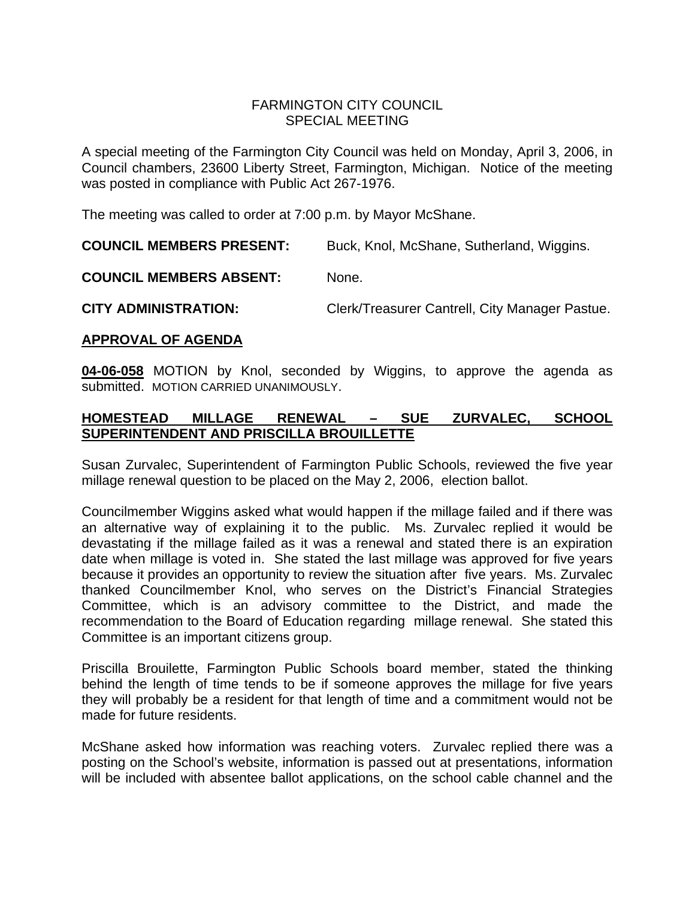FARMINGTON CITY COUNCIL
SPECIAL MEETING

A special meeting of the Farmington City Council was held on Monday, April 3, 2006, in Council chambers, 23600 Liberty Street, Farmington, Michigan. Notice of the meeting was posted in compliance with Public Act 267-1976.

The meeting was called to order at 7:00 p.m. by Mayor McShane.

**COUNCIL MEMBERS PRESENT:** Buck, Knol, McShane, Sutherland, Wiggins.

**COUNCIL MEMBERS ABSENT:** None.

**CITY ADMINISTRATION:** Clerk/Treasurer Cantrell, City Manager Pastue.

## APPROVAL OF AGENDA

**04-06-058** MOTION by Knol, seconded by Wiggins, to approve the agenda as submitted. MOTION CARRIED UNANIMOUSLY.

## HOMESTEAD MILLAGE RENEWAL – SUE ZURVALEC, SCHOOL SUPERINTENDENT AND PRISCILLA BROUILLETTE

Susan Zurvalec, Superintendent of Farmington Public Schools, reviewed the five year millage renewal question to be placed on the May 2, 2006, election ballot.

Councilmember Wiggins asked what would happen if the millage failed and if there was an alternative way of explaining it to the public. Ms. Zurvalec replied it would be devastating if the millage failed as it was a renewal and stated there is an expiration date when millage is voted in. She stated the last millage was approved for five years because it provides an opportunity to review the situation after five years. Ms. Zurvalec thanked Councilmember Knol, who serves on the District's Financial Strategies Committee, which is an advisory committee to the District, and made the recommendation to the Board of Education regarding millage renewal. She stated this Committee is an important citizens group.

Priscilla Brouilette, Farmington Public Schools board member, stated the thinking behind the length of time tends to be if someone approves the millage for five years they will probably be a resident for that length of time and a commitment would not be made for future residents.

McShane asked how information was reaching voters. Zurvalec replied there was a posting on the School's website, information is passed out at presentations, information will be included with absentee ballot applications, on the school cable channel and the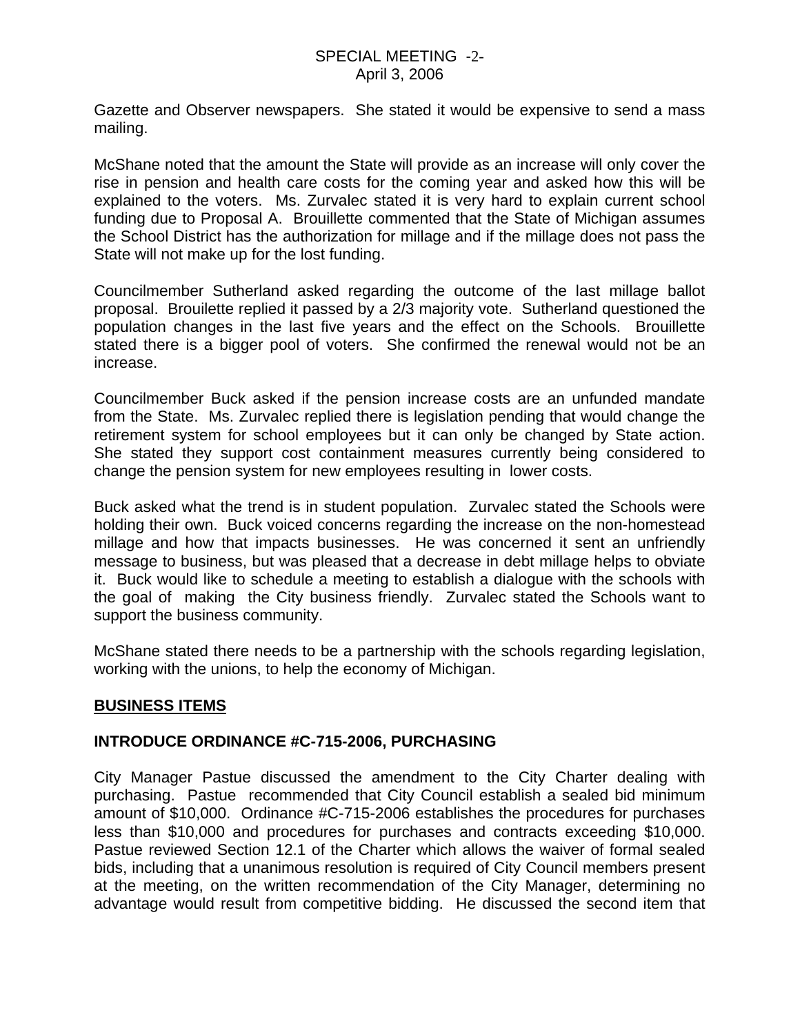Gazette and Observer newspapers. She stated it would be expensive to send a mass mailing.

McShane noted that the amount the State will provide as an increase will only cover the rise in pension and health care costs for the coming year and asked how this will be explained to the voters. Ms. Zurvalec stated it is very hard to explain current school funding due to Proposal A. Brouillette commented that the State of Michigan assumes the School District has the authorization for millage and if the millage does not pass the State will not make up for the lost funding.

Councilmember Sutherland asked regarding the outcome of the last millage ballot proposal. Brouilette replied it passed by a 2/3 majority vote. Sutherland questioned the population changes in the last five years and the effect on the Schools. Brouillette stated there is a bigger pool of voters. She confirmed the renewal would not be an increase.

Councilmember Buck asked if the pension increase costs are an unfunded mandate from the State. Ms. Zurvalec replied there is legislation pending that would change the retirement system for school employees but it can only be changed by State action. She stated they support cost containment measures currently being considered to change the pension system for new employees resulting in lower costs.

Buck asked what the trend is in student population. Zurvalec stated the Schools were holding their own. Buck voiced concerns regarding the increase on the non-homestead millage and how that impacts businesses. He was concerned it sent an unfriendly message to business, but was pleased that a decrease in debt millage helps to obviate it. Buck would like to schedule a meeting to establish a dialogue with the schools with the goal of making the City business friendly. Zurvalec stated the Schools want to support the business community.

McShane stated there needs to be a partnership with the schools regarding legislation, working with the unions, to help the economy of Michigan.

## BUSINESS ITEMS

### INTRODUCE ORDINANCE #C-715-2006, PURCHASING

City Manager Pastue discussed the amendment to the City Charter dealing with purchasing. Pastue recommended that City Council establish a sealed bid minimum amount of $10,000. Ordinance #C-715-2006 establishes the procedures for purchases less than $10,000 and procedures for purchases and contracts exceeding $10,000. Pastue reviewed Section 12.1 of the Charter which allows the waiver of formal sealed bids, including that a unanimous resolution is required of City Council members present at the meeting, on the written recommendation of the City Manager, determining no advantage would result from competitive bidding. He discussed the second item that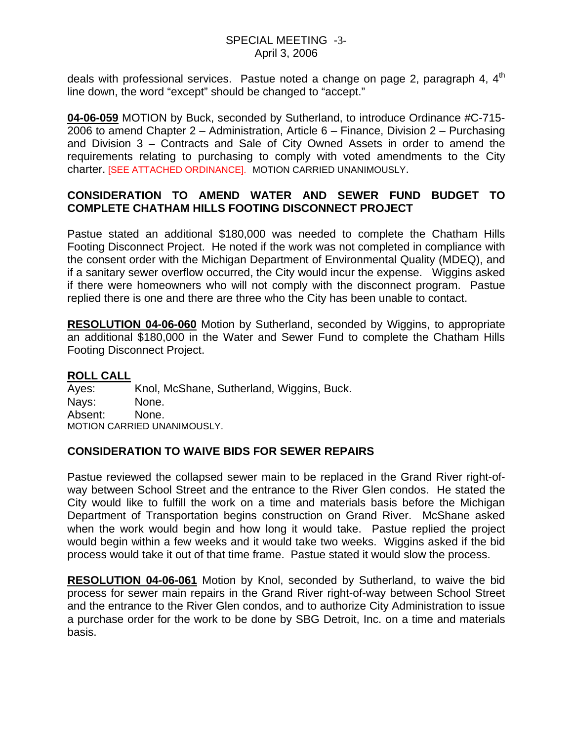deals with professional services. Pastue noted a change on page 2, paragraph 4, 4th line down, the word "except" should be changed to "accept."

**04-06-059** MOTION by Buck, seconded by Sutherland, to introduce Ordinance #C-715-2006 to amend Chapter 2 – Administration, Article 6 – Finance, Division 2 – Purchasing and Division 3 – Contracts and Sale of City Owned Assets in order to amend the requirements relating to purchasing to comply with voted amendments to the City charter. [SEE ATTACHED ORDINANCE]. MOTION CARRIED UNANIMOUSLY.

**CONSIDERATION TO AMEND WATER AND SEWER FUND BUDGET TO COMPLETE CHATHAM HILLS FOOTING DISCONNECT PROJECT**

Pastue stated an additional $180,000 was needed to complete the Chatham Hills Footing Disconnect Project. He noted if the work was not completed in compliance with the consent order with the Michigan Department of Environmental Quality (MDEQ), and if a sanitary sewer overflow occurred, the City would incur the expense. Wiggins asked if there were homeowners who will not comply with the disconnect program. Pastue replied there is one and there are three who the City has been unable to contact.

**RESOLUTION 04-06-060** Motion by Sutherland, seconded by Wiggins, to appropriate an additional $180,000 in the Water and Sewer Fund to complete the Chatham Hills Footing Disconnect Project.

**ROLL CALL**
Ayes: Knol, McShane, Sutherland, Wiggins, Buck.
Nays: None.
Absent: None.
MOTION CARRIED UNANIMOUSLY.

**CONSIDERATION TO WAIVE BIDS FOR SEWER REPAIRS**

Pastue reviewed the collapsed sewer main to be replaced in the Grand River right-of-way between School Street and the entrance to the River Glen condos. He stated the City would like to fulfill the work on a time and materials basis before the Michigan Department of Transportation begins construction on Grand River. McShane asked when the work would begin and how long it would take. Pastue replied the project would begin within a few weeks and it would take two weeks. Wiggins asked if the bid process would take it out of that time frame. Pastue stated it would slow the process.

**RESOLUTION 04-06-061** Motion by Knol, seconded by Sutherland, to waive the bid process for sewer main repairs in the Grand River right-of-way between School Street and the entrance to the River Glen condos, and to authorize City Administration to issue a purchase order for the work to be done by SBG Detroit, Inc. on a time and materials basis.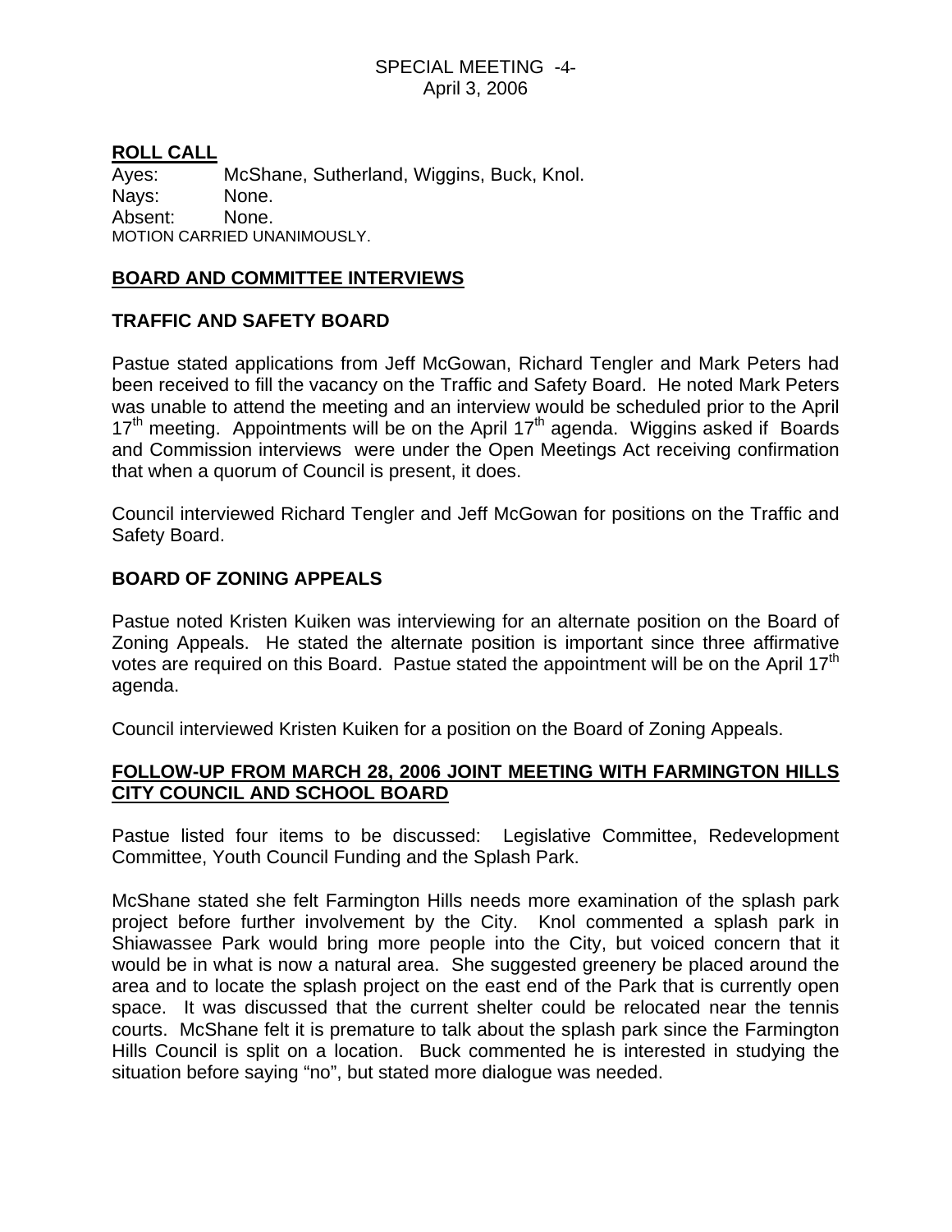## ROLL CALL

Ayes: McShane, Sutherland, Wiggins, Buck, Knol.
Nays: None.
Absent: None.
MOTION CARRIED UNANIMOUSLY.

## BOARD AND COMMITTEE INTERVIEWS

### TRAFFIC AND SAFETY BOARD

Pastue stated applications from Jeff McGowan, Richard Tengler and Mark Peters had been received to fill the vacancy on the Traffic and Safety Board. He noted Mark Peters was unable to attend the meeting and an interview would be scheduled prior to the April 17th meeting. Appointments will be on the April 17th agenda. Wiggins asked if Boards and Commission interviews were under the Open Meetings Act receiving confirmation that when a quorum of Council is present, it does.

Council interviewed Richard Tengler and Jeff McGowan for positions on the Traffic and Safety Board.

### BOARD OF ZONING APPEALS

Pastue noted Kristen Kuiken was interviewing for an alternate position on the Board of Zoning Appeals. He stated the alternate position is important since three affirmative votes are required on this Board. Pastue stated the appointment will be on the April 17th agenda.

Council interviewed Kristen Kuiken for a position on the Board of Zoning Appeals.

## FOLLOW-UP FROM MARCH 28, 2006 JOINT MEETING WITH FARMINGTON HILLS CITY COUNCIL AND SCHOOL BOARD

Pastue listed four items to be discussed: Legislative Committee, Redevelopment Committee, Youth Council Funding and the Splash Park.

McShane stated she felt Farmington Hills needs more examination of the splash park project before further involvement by the City. Knol commented a splash park in Shiawassee Park would bring more people into the City, but voiced concern that it would be in what is now a natural area. She suggested greenery be placed around the area and to locate the splash project on the east end of the Park that is currently open space. It was discussed that the current shelter could be relocated near the tennis courts. McShane felt it is premature to talk about the splash park since the Farmington Hills Council is split on a location. Buck commented he is interested in studying the situation before saying "no", but stated more dialogue was needed.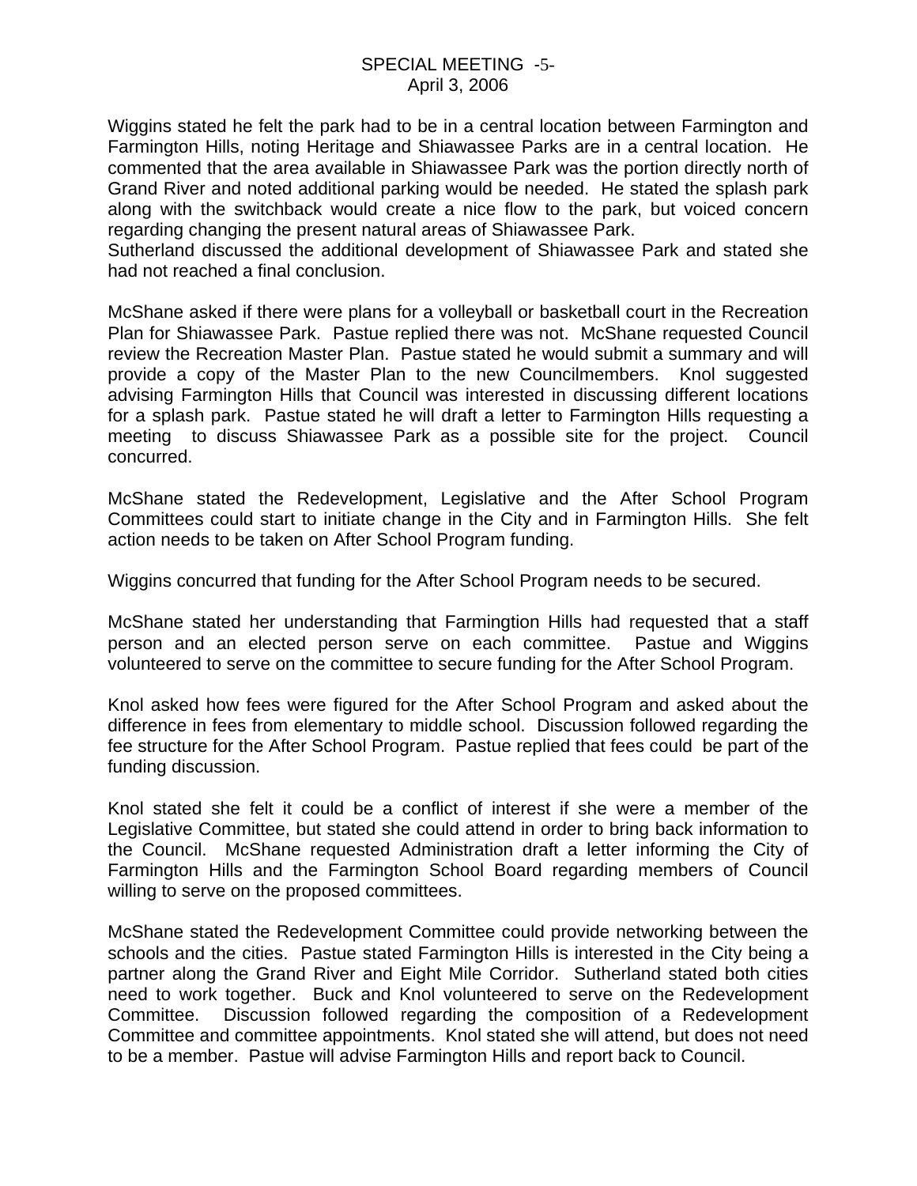Wiggins stated he felt the park had to be in a central location between Farmington and Farmington Hills, noting Heritage and Shiawassee Parks are in a central location. He commented that the area available in Shiawassee Park was the portion directly north of Grand River and noted additional parking would be needed. He stated the splash park along with the switchback would create a nice flow to the park, but voiced concern regarding changing the present natural areas of Shiawassee Park.
Sutherland discussed the additional development of Shiawassee Park and stated she had not reached a final conclusion.

McShane asked if there were plans for a volleyball or basketball court in the Recreation Plan for Shiawassee Park. Pastue replied there was not. McShane requested Council review the Recreation Master Plan. Pastue stated he would submit a summary and will provide a copy of the Master Plan to the new Councilmembers. Knol suggested advising Farmington Hills that Council was interested in discussing different locations for a splash park. Pastue stated he will draft a letter to Farmington Hills requesting a meeting to discuss Shiawassee Park as a possible site for the project. Council concurred.

McShane stated the Redevelopment, Legislative and the After School Program Committees could start to initiate change in the City and in Farmington Hills. She felt action needs to be taken on After School Program funding.

Wiggins concurred that funding for the After School Program needs to be secured.

McShane stated her understanding that Farmingtion Hills had requested that a staff person and an elected person serve on each committee. Pastue and Wiggins volunteered to serve on the committee to secure funding for the After School Program.

Knol asked how fees were figured for the After School Program and asked about the difference in fees from elementary to middle school. Discussion followed regarding the fee structure for the After School Program. Pastue replied that fees could be part of the funding discussion.

Knol stated she felt it could be a conflict of interest if she were a member of the Legislative Committee, but stated she could attend in order to bring back information to the Council. McShane requested Administration draft a letter informing the City of Farmington Hills and the Farmington School Board regarding members of Council willing to serve on the proposed committees.

McShane stated the Redevelopment Committee could provide networking between the schools and the cities. Pastue stated Farmington Hills is interested in the City being a partner along the Grand River and Eight Mile Corridor. Sutherland stated both cities need to work together. Buck and Knol volunteered to serve on the Redevelopment Committee. Discussion followed regarding the composition of a Redevelopment Committee and committee appointments. Knol stated she will attend, but does not need to be a member. Pastue will advise Farmington Hills and report back to Council.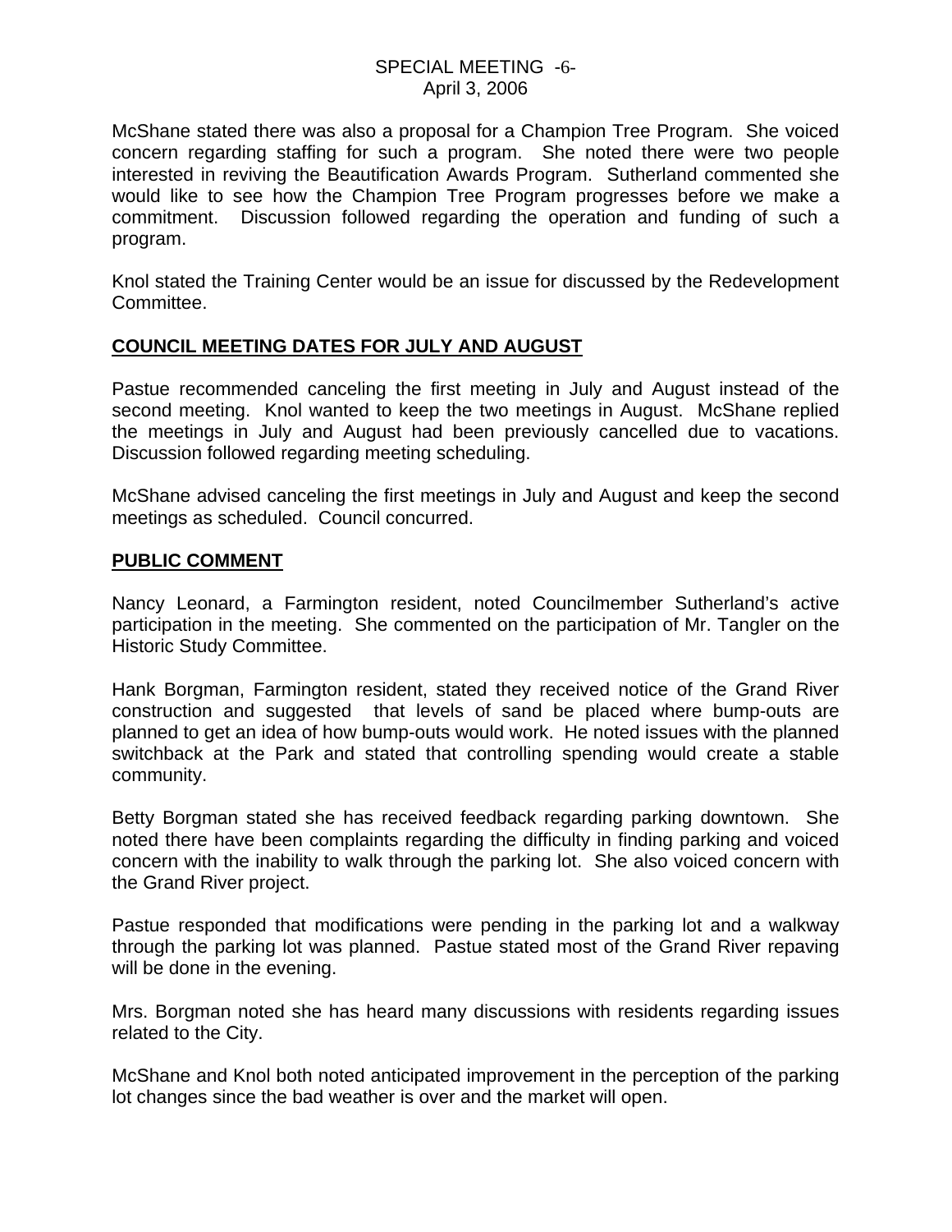McShane stated there was also a proposal for a Champion Tree Program. She voiced concern regarding staffing for such a program. She noted there were two people interested in reviving the Beautification Awards Program. Sutherland commented she would like to see how the Champion Tree Program progresses before we make a commitment. Discussion followed regarding the operation and funding of such a program.

Knol stated the Training Center would be an issue for discussed by the Redevelopment Committee.

## COUNCIL MEETING DATES FOR JULY AND AUGUST

Pastue recommended canceling the first meeting in July and August instead of the second meeting. Knol wanted to keep the two meetings in August. McShane replied the meetings in July and August had been previously cancelled due to vacations. Discussion followed regarding meeting scheduling.

McShane advised canceling the first meetings in July and August and keep the second meetings as scheduled. Council concurred.

## PUBLIC COMMENT

Nancy Leonard, a Farmington resident, noted Councilmember Sutherland's active participation in the meeting. She commented on the participation of Mr. Tangler on the Historic Study Committee.

Hank Borgman, Farmington resident, stated they received notice of the Grand River construction and suggested that levels of sand be placed where bump-outs are planned to get an idea of how bump-outs would work. He noted issues with the planned switchback at the Park and stated that controlling spending would create a stable community.

Betty Borgman stated she has received feedback regarding parking downtown. She noted there have been complaints regarding the difficulty in finding parking and voiced concern with the inability to walk through the parking lot. She also voiced concern with the Grand River project.

Pastue responded that modifications were pending in the parking lot and a walkway through the parking lot was planned. Pastue stated most of the Grand River repaving will be done in the evening.

Mrs. Borgman noted she has heard many discussions with residents regarding issues related to the City.

McShane and Knol both noted anticipated improvement in the perception of the parking lot changes since the bad weather is over and the market will open.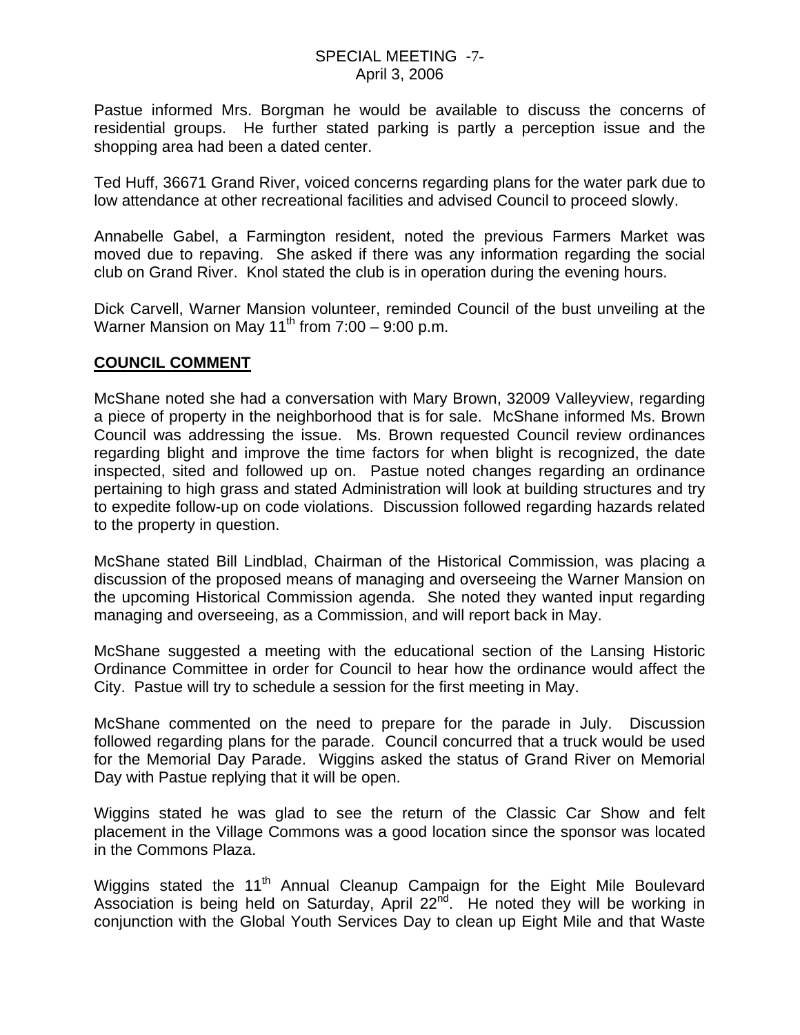Pastue informed Mrs. Borgman he would be available to discuss the concerns of residential groups. He further stated parking is partly a perception issue and the shopping area had been a dated center.

Ted Huff, 36671 Grand River, voiced concerns regarding plans for the water park due to low attendance at other recreational facilities and advised Council to proceed slowly.

Annabelle Gabel, a Farmington resident, noted the previous Farmers Market was moved due to repaving. She asked if there was any information regarding the social club on Grand River. Knol stated the club is in operation during the evening hours.

Dick Carvell, Warner Mansion volunteer, reminded Council of the bust unveiling at the Warner Mansion on May 11th from 7:00 – 9:00 p.m.

## COUNCIL COMMENT

McShane noted she had a conversation with Mary Brown, 32009 Valleyview, regarding a piece of property in the neighborhood that is for sale. McShane informed Ms. Brown Council was addressing the issue. Ms. Brown requested Council review ordinances regarding blight and improve the time factors for when blight is recognized, the date inspected, sited and followed up on. Pastue noted changes regarding an ordinance pertaining to high grass and stated Administration will look at building structures and try to expedite follow-up on code violations. Discussion followed regarding hazards related to the property in question.

McShane stated Bill Lindblad, Chairman of the Historical Commission, was placing a discussion of the proposed means of managing and overseeing the Warner Mansion on the upcoming Historical Commission agenda. She noted they wanted input regarding managing and overseeing, as a Commission, and will report back in May.

McShane suggested a meeting with the educational section of the Lansing Historic Ordinance Committee in order for Council to hear how the ordinance would affect the City. Pastue will try to schedule a session for the first meeting in May.

McShane commented on the need to prepare for the parade in July. Discussion followed regarding plans for the parade. Council concurred that a truck would be used for the Memorial Day Parade. Wiggins asked the status of Grand River on Memorial Day with Pastue replying that it will be open.

Wiggins stated he was glad to see the return of the Classic Car Show and felt placement in the Village Commons was a good location since the sponsor was located in the Commons Plaza.

Wiggins stated the 11th Annual Cleanup Campaign for the Eight Mile Boulevard Association is being held on Saturday, April 22nd. He noted they will be working in conjunction with the Global Youth Services Day to clean up Eight Mile and that Waste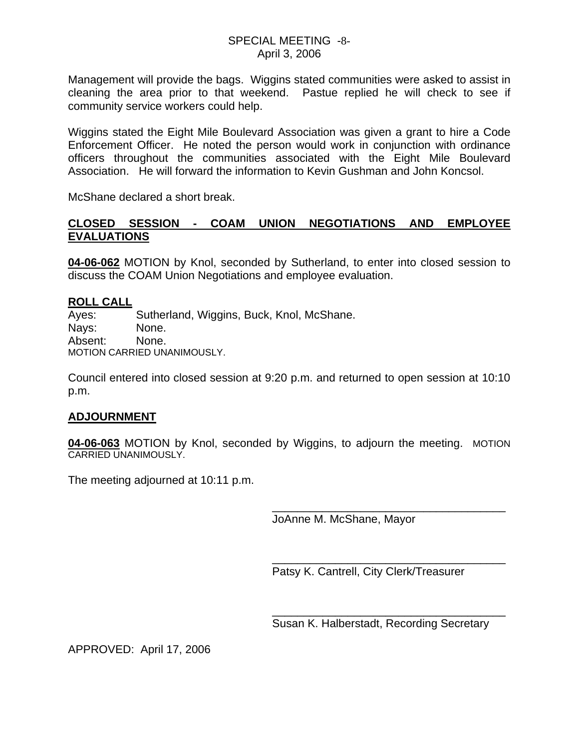Management will provide the bags. Wiggins stated communities were asked to assist in cleaning the area prior to that weekend. Pastue replied he will check to see if community service workers could help.

Wiggins stated the Eight Mile Boulevard Association was given a grant to hire a Code Enforcement Officer. He noted the person would work in conjunction with ordinance officers throughout the communities associated with the Eight Mile Boulevard Association. He will forward the information to Kevin Gushman and John Koncsol.

McShane declared a short break.

**CLOSED SESSION - COAM UNION NEGOTIATIONS AND EMPLOYEE EVALUATIONS**

**04-06-062** MOTION by Knol, seconded by Sutherland, to enter into closed session to discuss the COAM Union Negotiations and employee evaluation.

**ROLL CALL**

Ayes: Sutherland, Wiggins, Buck, Knol, McShane.
Nays: None.
Absent: None.
MOTION CARRIED UNANIMOUSLY.

Council entered into closed session at 9:20 p.m. and returned to open session at 10:10 p.m.

**ADJOURNMENT**

**04-06-063** MOTION by Knol, seconded by Wiggins, to adjourn the meeting. MOTION CARRIED UNANIMOUSLY.

The meeting adjourned at 10:11 p.m.

_____________________________________
JoAnne M. McShane, Mayor

_____________________________________
Patsy K. Cantrell, City Clerk/Treasurer

_____________________________________
Susan K. Halberstadt, Recording Secretary

APPROVED: April 17, 2006